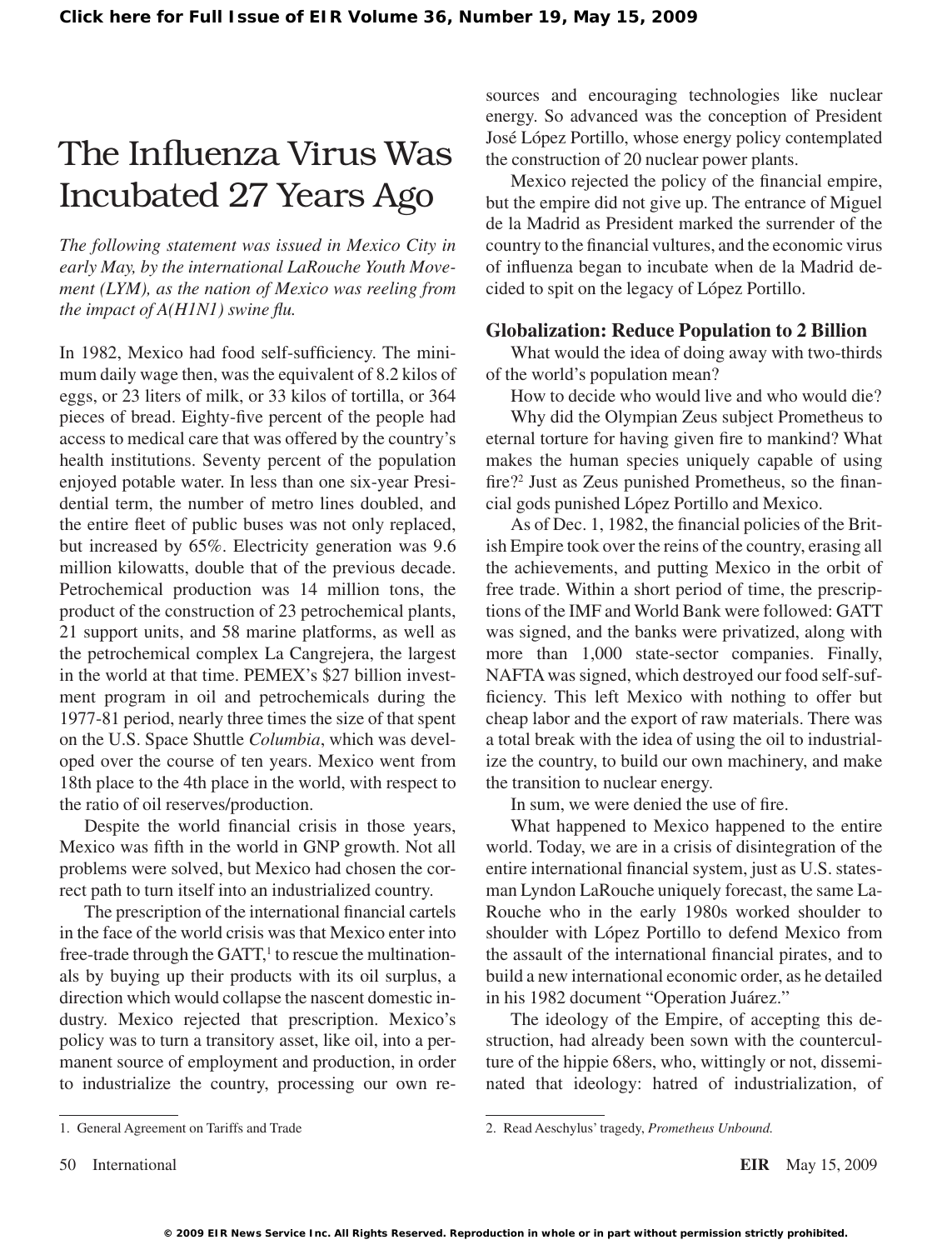# The Influenza Virus Was Incubated 27 Years Ago

*The following statement was issued in Mexico City in early May, by the international LaRouche Youth Movement (LYM), as the nation of Mexico was reeling from the impact of A(H1N1) swine flu.*

In 1982, Mexico had food self-sufficiency. The minimum daily wage then, was the equivalent of 8.2 kilos of eggs, or 23 liters of milk, or 33 kilos of tortilla, or 364 pieces of bread. Eighty-five percent of the people had access to medical care that was offered by the country's health institutions. Seventy percent of the population enjoyed potable water. In less than one six-year Presidential term, the number of metro lines doubled, and the entire fleet of public buses was not only replaced, but increased by 65%. Electricity generation was 9.6 million kilowatts, double that of the previous decade. Petrochemical production was 14 million tons, the product of the construction of 23 petrochemical plants, 21 support units, and 58 marine platforms, as well as the petrochemical complex La Cangrejera, the largest in the world at that time. PEMEX's $27 billion investment program in oil and petrochemicals during the 1977-81 period, nearly three times the size of that spent on the U.S. Space Shuttle *Columbia*, which was developed over the course of ten years. Mexico went from 18th place to the 4th place in the world, with respect to the ratio of oil reserves/production.

Despite the world financial crisis in those years, Mexico was fifth in the world in GNP growth. Not all problems were solved, but Mexico had chosen the correct path to turn itself into an industrialized country.

The prescription of the international financial cartels in the face of the world crisis was that Mexico enter into free-trade through the GATT,[1] to rescue the multinationals by buying up their products with its oil surplus, a direction which would collapse the nascent domestic industry. Mexico rejected that prescription. Mexico's policy was to turn a transitory asset, like oil, into a permanent source of employment and production, in order to industrialize the country, processing our own resources and encouraging technologies like nuclear energy. So advanced was the conception of President José López Portillo, whose energy policy contemplated the construction of 20 nuclear power plants.

Mexico rejected the policy of the financial empire, but the empire did not give up. The entrance of Miguel de la Madrid as President marked the surrender of the country to the financial vultures, and the economic virus of influenza began to incubate when de la Madrid decided to spit on the legacy of López Portillo.

### Globalization: Reduce Population to 2 Billion

What would the idea of doing away with two-thirds of the world's population mean?

How to decide who would live and who would die?

Why did the Olympian Zeus subject Prometheus to eternal torture for having given fire to mankind? What makes the human species uniquely capable of using fire?[2] Just as Zeus punished Prometheus, so the financial gods punished López Portillo and Mexico.

As of Dec. 1, 1982, the financial policies of the British Empire took over the reins of the country, erasing all the achievements, and putting Mexico in the orbit of free trade. Within a short period of time, the prescriptions of the IMF and World Bank were followed: GATT was signed, and the banks were privatized, along with more than 1,000 state-sector companies. Finally, NAFTA was signed, which destroyed our food self-sufficiency. This left Mexico with nothing to offer but cheap labor and the export of raw materials. There was a total break with the idea of using the oil to industrialize the country, to build our own machinery, and make the transition to nuclear energy.

In sum, we were denied the use of fire.

What happened to Mexico happened to the entire world. Today, we are in a crisis of disintegration of the entire international financial system, just as U.S. statesman Lyndon LaRouche uniquely forecast, the same LaRouche who in the early 1980s worked shoulder to shoulder with López Portillo to defend Mexico from the assault of the international financial pirates, and to build a new international economic order, as he detailed in his 1982 document "Operation Juárez."

The ideology of the Empire, of accepting this destruction, had already been sown with the counterculture of the hippie 68ers, who, wittingly or not, disseminated that ideology: hatred of industrialization, of

---

1. General Agreement on Tariffs and Trade

2. Read Aeschylus' tragedy, *Prometheus Unbound.*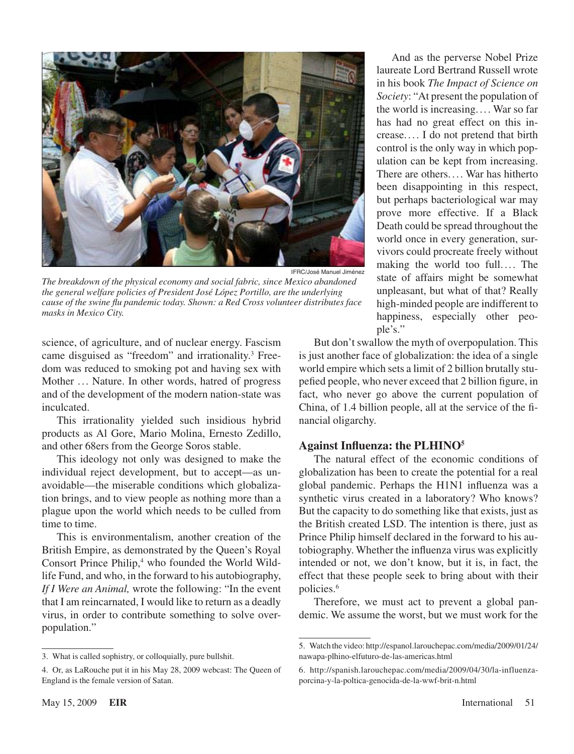IFRC/José Manuel Jiménez

*The breakdown of the physical economy and social fabric, since Mexico abandoned the general welfare policies of President José López Portillo, are the underlying cause of the swine flu pandemic today. Shown: a Red Cross volunteer distributes face masks in Mexico City.*

science, of agriculture, and of nuclear energy. Fascism came disguised as "freedom" and irrationality.[3] Freedom was reduced to smoking pot and having sex with Mother … Nature. In other words, hatred of progress and of the development of the modern nation-state was inculcated.

This irrationality yielded such insidious hybrid products as Al Gore, Mario Molina, Ernesto Zedillo, and other 68ers from the George Soros stable.

This ideology not only was designed to make the individual reject development, but to accept—as unavoidable—the miserable conditions which globalization brings, and to view people as nothing more than a plague upon the world which needs to be culled from time to time.

This is environmentalism, another creation of the British Empire, as demonstrated by the Queen's Royal Consort Prince Philip,[4] who founded the World Wildlife Fund, and who, in the forward to his autobiography, *If I Were an Animal,* wrote the following: "In the event that I am reincarnated, I would like to return as a deadly virus, in order to contribute something to solve overpopulation."

And as the perverse Nobel Prize laureate Lord Bertrand Russell wrote in his book *The Impact of Science on Society*: "At present the population of the world is increasing.… War so far has had no great effect on this increase.… I do not pretend that birth control is the only way in which population can be kept from increasing. There are others.… War has hitherto been disappointing in this respect, but perhaps bacteriological war may prove more effective. If a Black Death could be spread throughout the world once in every generation, survivors could procreate freely without making the world too full.… The state of affairs might be somewhat unpleasant, but what of that? Really high-minded people are indifferent to happiness, especially other people's."

But don't swallow the myth of overpopulation. This is just another face of globalization: the idea of a single world empire which sets a limit of 2 billion brutally stupefied people, who never exceed that 2 billion figure, in fact, who never go above the current population of China, of 1.4 billion people, all at the service of the financial oligarchy.

## Against Influenza: the PLHINO[5]

The natural effect of the economic conditions of globalization has been to create the potential for a real global pandemic. Perhaps the H1N1 influenza was a synthetic virus created in a laboratory? Who knows? But the capacity to do something like that exists, just as the British created LSD. The intention is there, just as Prince Philip himself declared in the forward to his autobiography. Whether the influenza virus was explicitly intended or not, we don't know, but it is, in fact, the effect that these people seek to bring about with their policies.[6]

Therefore, we must act to prevent a global pandemic. We assume the worst, but we must work for the

---

3. What is called sophistry, or colloquially, pure bullshit.

4. Or, as LaRouche put it in his May 28, 2009 webcast: The Queen of England is the female version of Satan.

5. Watch the video: http://espanol.larouchepac.com/media/2009/01/24/nawapa-plhino-elfuturo-de-las-americas.html

6. http://spanish.larouchepac.com/media/2009/04/30/la-influenza-porcina-y-la-poltica-genocida-de-la-wwf-brit-n.html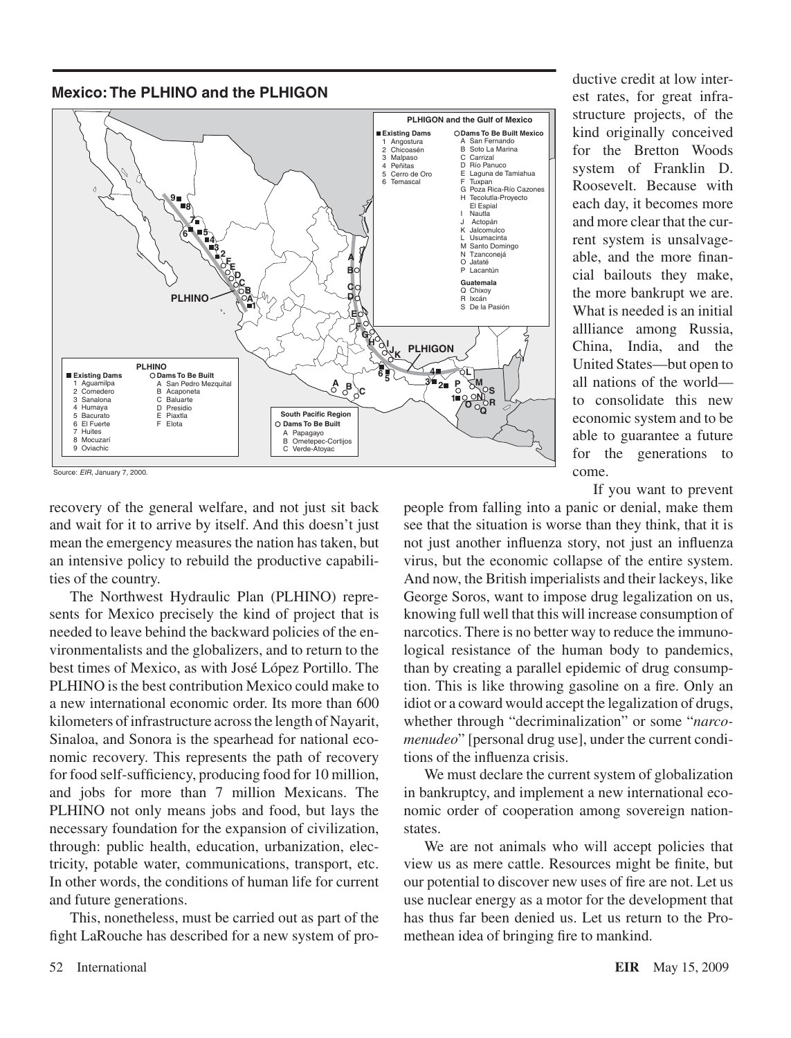## Mexico: The PLHINO and the PLHIGON

PLHIGON and the Gulf of Mexico

■ Existing Dams
1 Angostura
2 Chicoasén
3 Malpaso
4 Peñitas
5 Cerro de Oro
6 Temascal

○ Dams To Be Built Mexico
A San Fernando
B Soto La Marina
C Carrizal
D Río Panuco
E Laguna de Tamiahua
F Tuxpan
G Poza Rica-Río Cazones
H Tecolutla-Proyecto El Espial
I Nautla
J Actopán
K Jalcomulco
L Usumacinta
M Santo Domingo
N Tzanconejá
O Jataté
P Lacantún

Guatemala
Q Chixoy
R Ixcán
S De la Pasión

PLHINO

■ Existing Dams
1 Aguamilpa
2 Comedero
3 Sanalona
4 Humaya
5 Bacurato
6 El Fuerte
7 Huites
8 Mocuzarí
9 Oviachic

○ Dams To Be Built
A San Pedro Mezquital
B Acaponeta
C Baluarte
D Presidio
E Piaxtla
F Elota

South Pacific Region
○ Dams To Be Built
A Papagayo
B Ometepec-Cortijos
C Verde-Atoyac

PLHINO

PLHIGON

Source: *EIR*, January 7, 2000.

recovery of the general welfare, and not just sit back and wait for it to arrive by itself. And this doesn't just mean the emergency measures the nation has taken, but an intensive policy to rebuild the productive capabilities of the country.

The Northwest Hydraulic Plan (PLHINO) represents for Mexico precisely the kind of project that is needed to leave behind the backward policies of the environmentalists and the globalizers, and to return to the best times of Mexico, as with José López Portillo. The PLHINO is the best contribution Mexico could make to a new international economic order. Its more than 600 kilometers of infrastructure across the length of Nayarit, Sinaloa, and Sonora is the spearhead for national economic recovery. This represents the path of recovery for food self-sufficiency, producing food for 10 million, and jobs for more than 7 million Mexicans. The PLHINO not only means jobs and food, but lays the necessary foundation for the expansion of civilization, through: public health, education, urbanization, electricity, potable water, communications, transport, etc. In other words, the conditions of human life for current and future generations.

This, nonetheless, must be carried out as part of the fight LaRouche has described for a new system of productive credit at low interest rates, for great infrastructure projects, of the kind originally conceived for the Bretton Woods system of Franklin D. Roosevelt. Because with each day, it becomes more and more clear that the current system is unsalvageable, and the more financial bailouts they make, the more bankrupt we are. What is needed is an initial allliance among Russia, China, India, and the United States—but open to all nations of the world—to consolidate this new economic system and to be able to guarantee a future for the generations to come.

If you want to prevent people from falling into a panic or denial, make them see that the situation is worse than they think, that it is not just another influenza story, not just an influenza virus, but the economic collapse of the entire system. And now, the British imperialists and their lackeys, like George Soros, want to impose drug legalization on us, knowing full well that this will increase consumption of narcotics. There is no better way to reduce the immunological resistance of the human body to pandemics, than by creating a parallel epidemic of drug consumption. This is like throwing gasoline on a fire. Only an idiot or a coward would accept the legalization of drugs, whether through "decriminalization" or some "*narcomenudeo*" [personal drug use], under the current conditions of the influenza crisis.

We must declare the current system of globalization in bankruptcy, and implement a new international economic order of cooperation among sovereign nation-states.

We are not animals who will accept policies that view us as mere cattle. Resources might be finite, but our potential to discover new uses of fire are not. Let us use nuclear energy as a motor for the development that has thus far been denied us. Let us return to the Promethean idea of bringing fire to mankind.